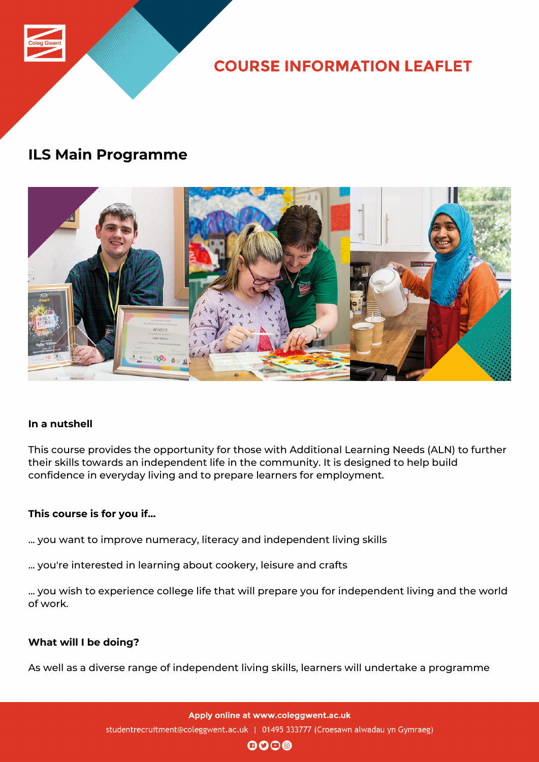# COURSE INFORMATION LEAFLET

## ILS Main Programme

**In a nutshell**

This course provides the opportunity for those with Additional Learning Needs (ALN) to further their skills towards an independent life in the community. It is designed to help build confidence in everyday living and to prepare learners for employment.

**This course is for you if...**

... you want to improve numeracy, literacy and independent living skills

... you're interested in learning about cookery, leisure and crafts

... you wish to experience college life that will prepare you for independent living and the world of work.

**What will I be doing?**

As well as a diverse range of independent living skills, learners will undertake a programme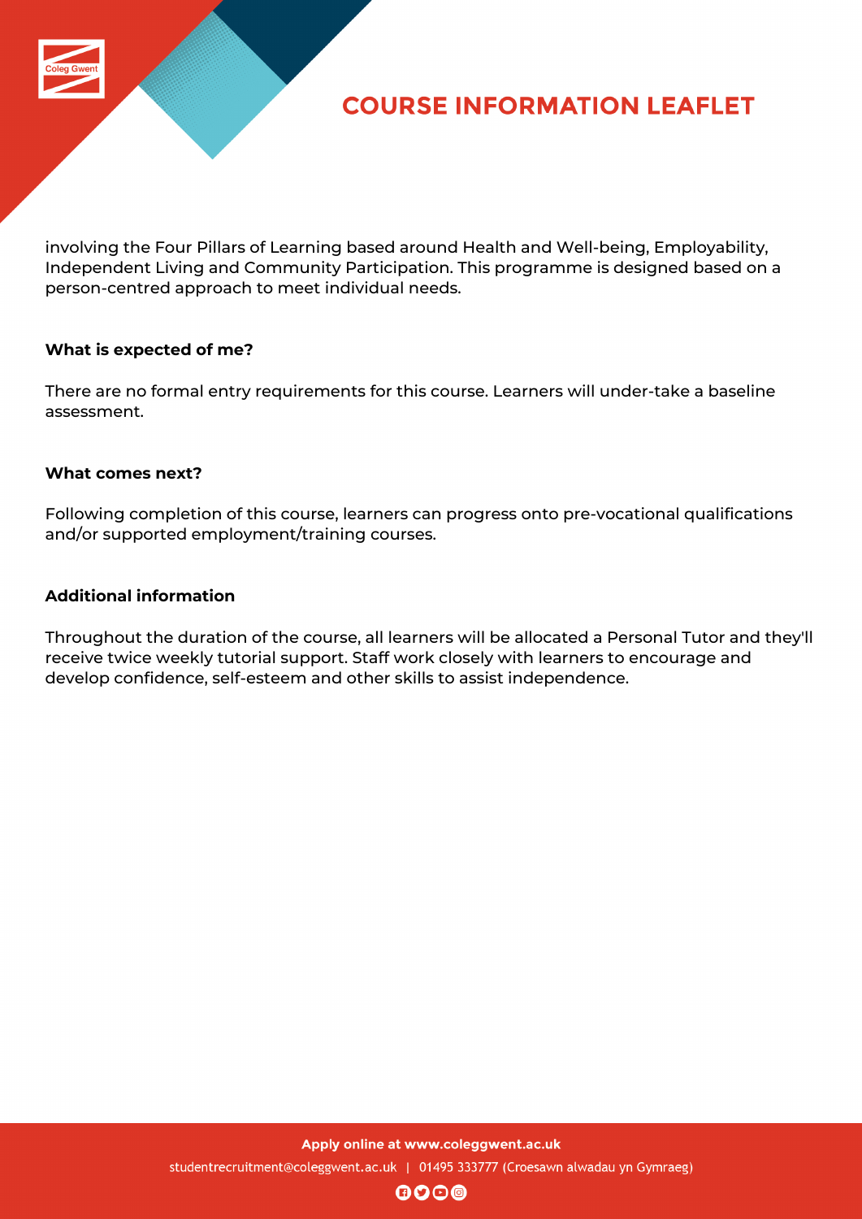involving the Four Pillars of Learning based around Health and Well-being, Employability, Independent Living and Community Participation. This programme is designed based on a person-centred approach to meet individual needs.

**What is expected of me?**

There are no formal entry requirements for this course. Learners will under-take a baseline assessment.

**What comes next?**

Following completion of this course, learners can progress onto pre-vocational qualifications and/or supported employment/training courses.

**Additional information**

Throughout the duration of the course, all learners will be allocated a Personal Tutor and they'll receive twice weekly tutorial support. Staff work closely with learners to encourage and develop confidence, self-esteem and other skills to assist independence.